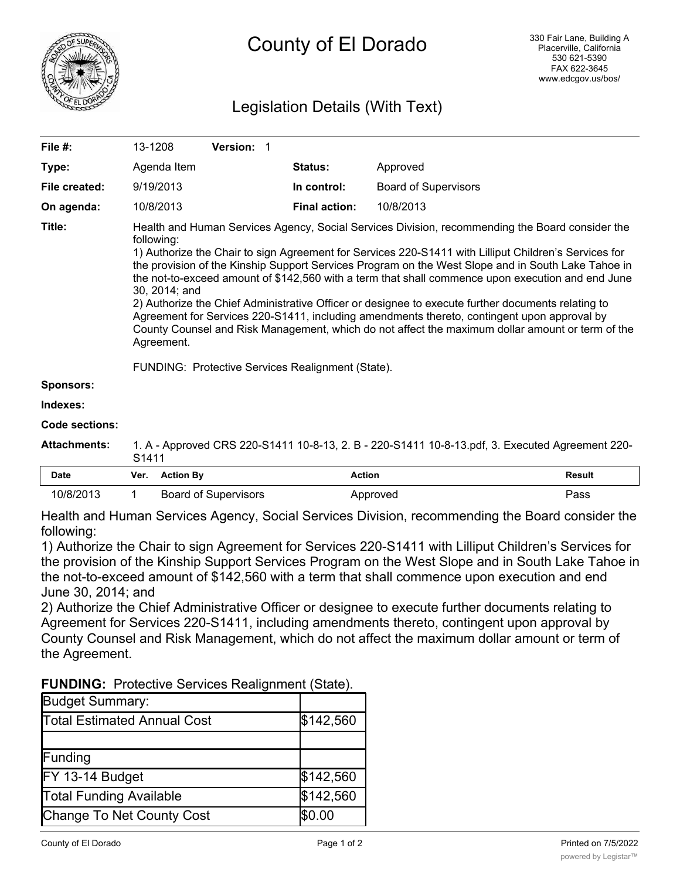# County of El Dorado

330 Fair Lane, Building A
Placerville, California
530 621-5390
FAX 622-3645
www.edcgov.us/bos/

## Legislation Details (With Text)

| | | | |
|---|---|---|---|
| **File #:** | 13-1208 **Version:** 1 | | |
| **Type:** | Agenda Item | **Status:** | Approved |
| **File created:** | 9/19/2013 | **In control:** | Board of Supervisors |
| **On agenda:** | 10/8/2013 | **Final action:** | 10/8/2013 |

**Title:** Health and Human Services Agency, Social Services Division, recommending the Board consider the following:
1) Authorize the Chair to sign Agreement for Services 220-S1411 with Lilliput Children's Services for the provision of the Kinship Support Services Program on the West Slope and in South Lake Tahoe in the not-to-exceed amount of $142,560 with a term that shall commence upon execution and end June 30, 2014; and
2) Authorize the Chief Administrative Officer or designee to execute further documents relating to Agreement for Services 220-S1411, including amendments thereto, contingent upon approval by County Counsel and Risk Management, which do not affect the maximum dollar amount or term of the Agreement.

FUNDING: Protective Services Realignment (State).

**Sponsors:**

**Indexes:**

**Code sections:**

**Attachments:** 1. A - Approved CRS 220-S1411 10-8-13, 2. B - 220-S1411 10-8-13.pdf, 3. Executed Agreement 220-S1411

| Date | Ver. | Action By | Action | Result |
|---|---|---|---|---|
| 10/8/2013 | 1 | Board of Supervisors | Approved | Pass |

Health and Human Services Agency, Social Services Division, recommending the Board consider the following:
1) Authorize the Chair to sign Agreement for Services 220-S1411 with Lilliput Children's Services for the provision of the Kinship Support Services Program on the West Slope and in South Lake Tahoe in the not-to-exceed amount of $142,560 with a term that shall commence upon execution and end June 30, 2014; and
2) Authorize the Chief Administrative Officer or designee to execute further documents relating to Agreement for Services 220-S1411, including amendments thereto, contingent upon approval by County Counsel and Risk Management, which do not affect the maximum dollar amount or term of the Agreement.

**FUNDING:** Protective Services Realignment (State).

| Budget Summary: | |
|---|---|
| Total Estimated Annual Cost | $142,560 |
| | |
| Funding | |
| FY 13-14 Budget | $142,560 |
| Total Funding Available | $142,560 |
| Change To Net County Cost | $0.00 |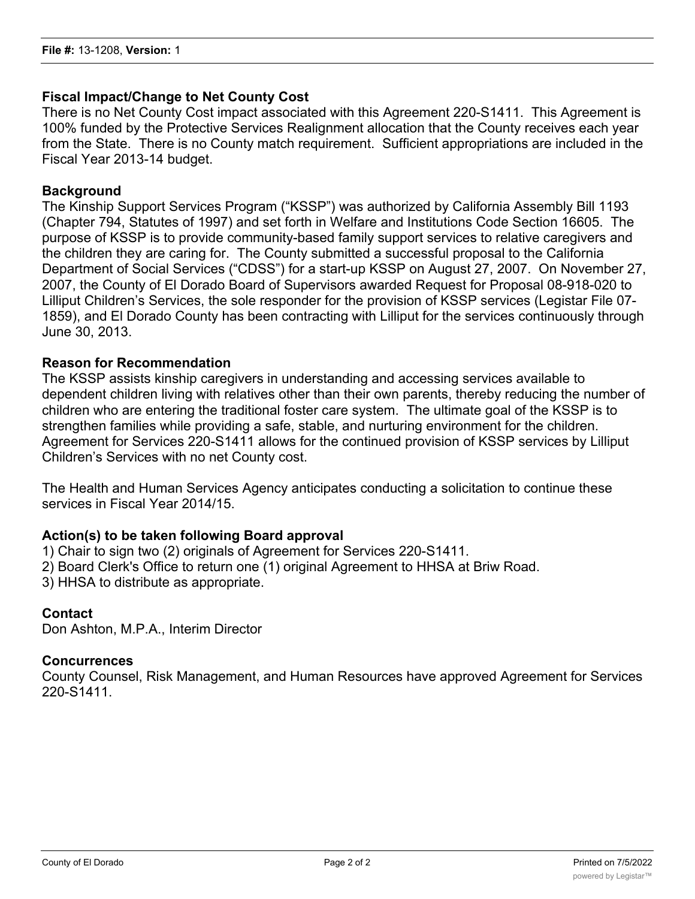**Fiscal Impact/Change to Net County Cost**

There is no Net County Cost impact associated with this Agreement 220-S1411. This Agreement is 100% funded by the Protective Services Realignment allocation that the County receives each year from the State. There is no County match requirement. Sufficient appropriations are included in the Fiscal Year 2013-14 budget.

**Background**

The Kinship Support Services Program ("KSSP") was authorized by California Assembly Bill 1193 (Chapter 794, Statutes of 1997) and set forth in Welfare and Institutions Code Section 16605. The purpose of KSSP is to provide community-based family support services to relative caregivers and the children they are caring for. The County submitted a successful proposal to the California Department of Social Services ("CDSS") for a start-up KSSP on August 27, 2007. On November 27, 2007, the County of El Dorado Board of Supervisors awarded Request for Proposal 08-918-020 to Lilliput Children's Services, the sole responder for the provision of KSSP services (Legistar File 07-1859), and El Dorado County has been contracting with Lilliput for the services continuously through June 30, 2013.

**Reason for Recommendation**

The KSSP assists kinship caregivers in understanding and accessing services available to dependent children living with relatives other than their own parents, thereby reducing the number of children who are entering the traditional foster care system. The ultimate goal of the KSSP is to strengthen families while providing a safe, stable, and nurturing environment for the children. Agreement for Services 220-S1411 allows for the continued provision of KSSP services by Lilliput Children's Services with no net County cost.

The Health and Human Services Agency anticipates conducting a solicitation to continue these services in Fiscal Year 2014/15.

**Action(s) to be taken following Board approval**

1) Chair to sign two (2) originals of Agreement for Services 220-S1411.
2) Board Clerk's Office to return one (1) original Agreement to HHSA at Briw Road.
3) HHSA to distribute as appropriate.

**Contact**

Don Ashton, M.P.A., Interim Director

**Concurrences**

County Counsel, Risk Management, and Human Resources have approved Agreement for Services 220-S1411.